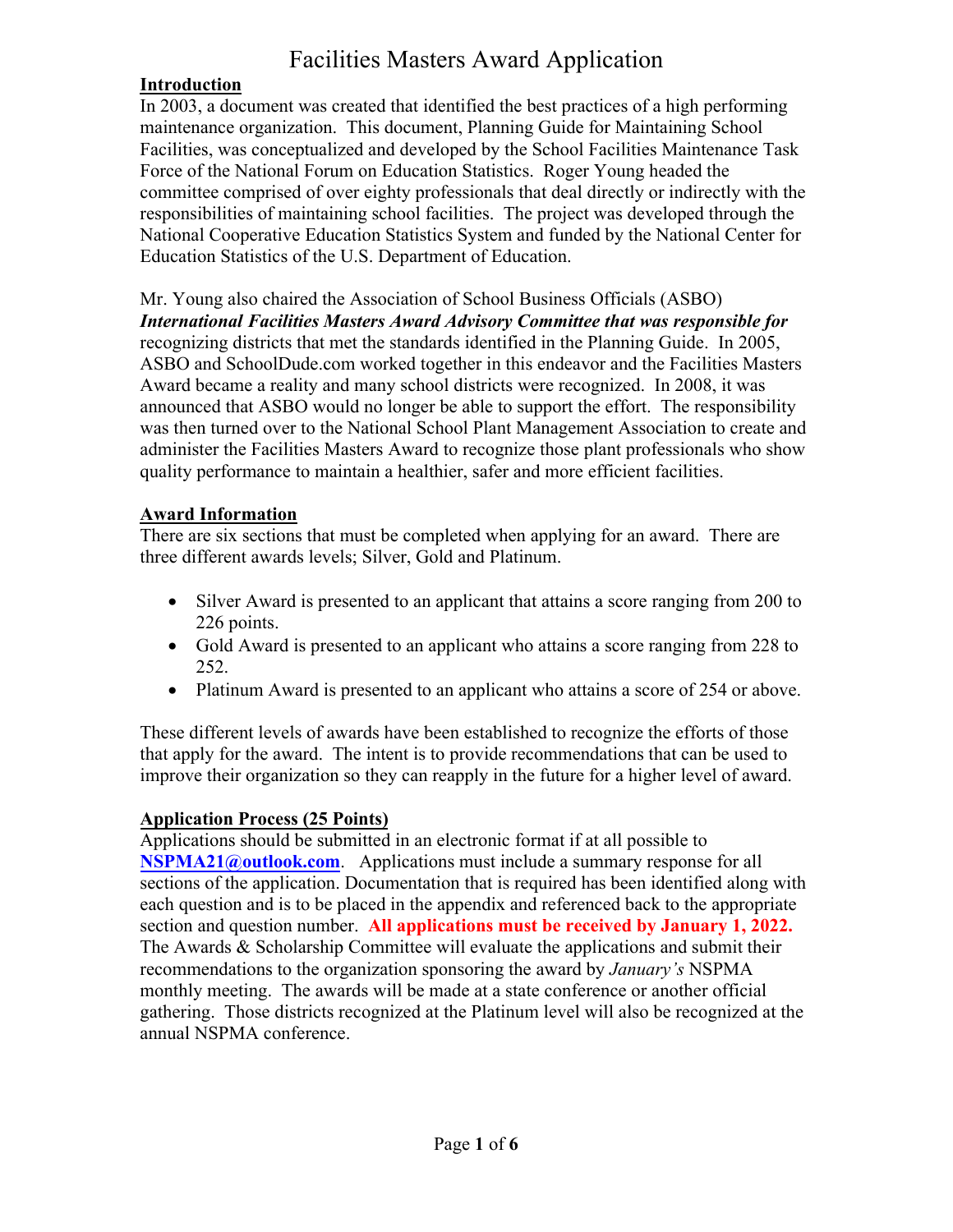# Facilities Masters Award Application

## Introduction

In 2003, a document was created that identified the best practices of a high performing maintenance organization. This document, Planning Guide for Maintaining School Facilities, was conceptualized and developed by the School Facilities Maintenance Task Force of the National Forum on Education Statistics. Roger Young headed the committee comprised of over eighty professionals that deal directly or indirectly with the responsibilities of maintaining school facilities. The project was developed through the National Cooperative Education Statistics System and funded by the National Center for Education Statistics of the U.S. Department of Education.

Mr. Young also chaired the Association of School Business Officials (ASBO) ***International Facilities Masters Award Advisory Committee that was responsible for*** recognizing districts that met the standards identified in the Planning Guide. In 2005, ASBO and SchoolDude.com worked together in this endeavor and the Facilities Masters Award became a reality and many school districts were recognized. In 2008, it was announced that ASBO would no longer be able to support the effort. The responsibility was then turned over to the National School Plant Management Association to create and administer the Facilities Masters Award to recognize those plant professionals who show quality performance to maintain a healthier, safer and more efficient facilities.

## Award Information

There are six sections that must be completed when applying for an award. There are three different awards levels; Silver, Gold and Platinum.

- Silver Award is presented to an applicant that attains a score ranging from 200 to 226 points.
- Gold Award is presented to an applicant who attains a score ranging from 228 to 252.
- Platinum Award is presented to an applicant who attains a score of 254 or above.

These different levels of awards have been established to recognize the efforts of those that apply for the award. The intent is to provide recommendations that can be used to improve their organization so they can reapply in the future for a higher level of award.

## Application Process (25 Points)

Applications should be submitted in an electronic format if at all possible to **NSPMA21@outlook.com**. Applications must include a summary response for all sections of the application. Documentation that is required has been identified along with each question and is to be placed in the appendix and referenced back to the appropriate section and question number. **All applications must be received by January 1, 2022.** The Awards & Scholarship Committee will evaluate the applications and submit their recommendations to the organization sponsoring the award by *January's* NSPMA monthly meeting. The awards will be made at a state conference or another official gathering. Those districts recognized at the Platinum level will also be recognized at the annual NSPMA conference.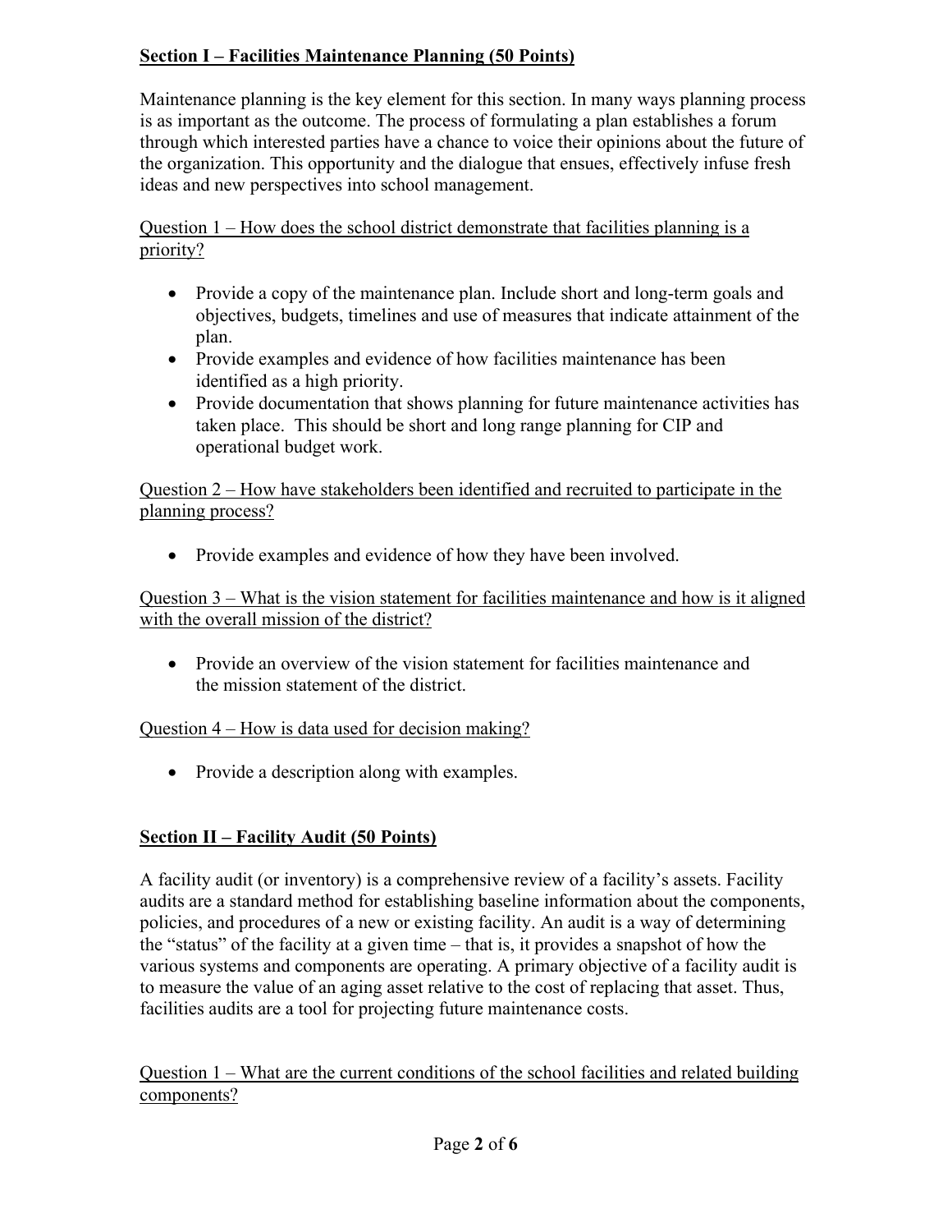## Section I – Facilities Maintenance Planning (50 Points)

Maintenance planning is the key element for this section. In many ways planning process is as important as the outcome. The process of formulating a plan establishes a forum through which interested parties have a chance to voice their opinions about the future of the organization. This opportunity and the dialogue that ensues, effectively infuse fresh ideas and new perspectives into school management.

<u>Question 1 – How does the school district demonstrate that facilities planning is a priority?</u>

- Provide a copy of the maintenance plan. Include short and long-term goals and objectives, budgets, timelines and use of measures that indicate attainment of the plan.
- Provide examples and evidence of how facilities maintenance has been identified as a high priority.
- Provide documentation that shows planning for future maintenance activities has taken place. This should be short and long range planning for CIP and operational budget work.

<u>Question 2 – How have stakeholders been identified and recruited to participate in the planning process?</u>

- Provide examples and evidence of how they have been involved.

<u>Question 3 – What is the vision statement for facilities maintenance and how is it aligned with the overall mission of the district?</u>

- Provide an overview of the vision statement for facilities maintenance and the mission statement of the district.

<u>Question 4 – How is data used for decision making?</u>

- Provide a description along with examples.

## Section II – Facility Audit (50 Points)

A facility audit (or inventory) is a comprehensive review of a facility's assets. Facility audits are a standard method for establishing baseline information about the components, policies, and procedures of a new or existing facility. An audit is a way of determining the "status" of the facility at a given time – that is, it provides a snapshot of how the various systems and components are operating. A primary objective of a facility audit is to measure the value of an aging asset relative to the cost of replacing that asset. Thus, facilities audits are a tool for projecting future maintenance costs.

<u>Question 1 – What are the current conditions of the school facilities and related building components?</u>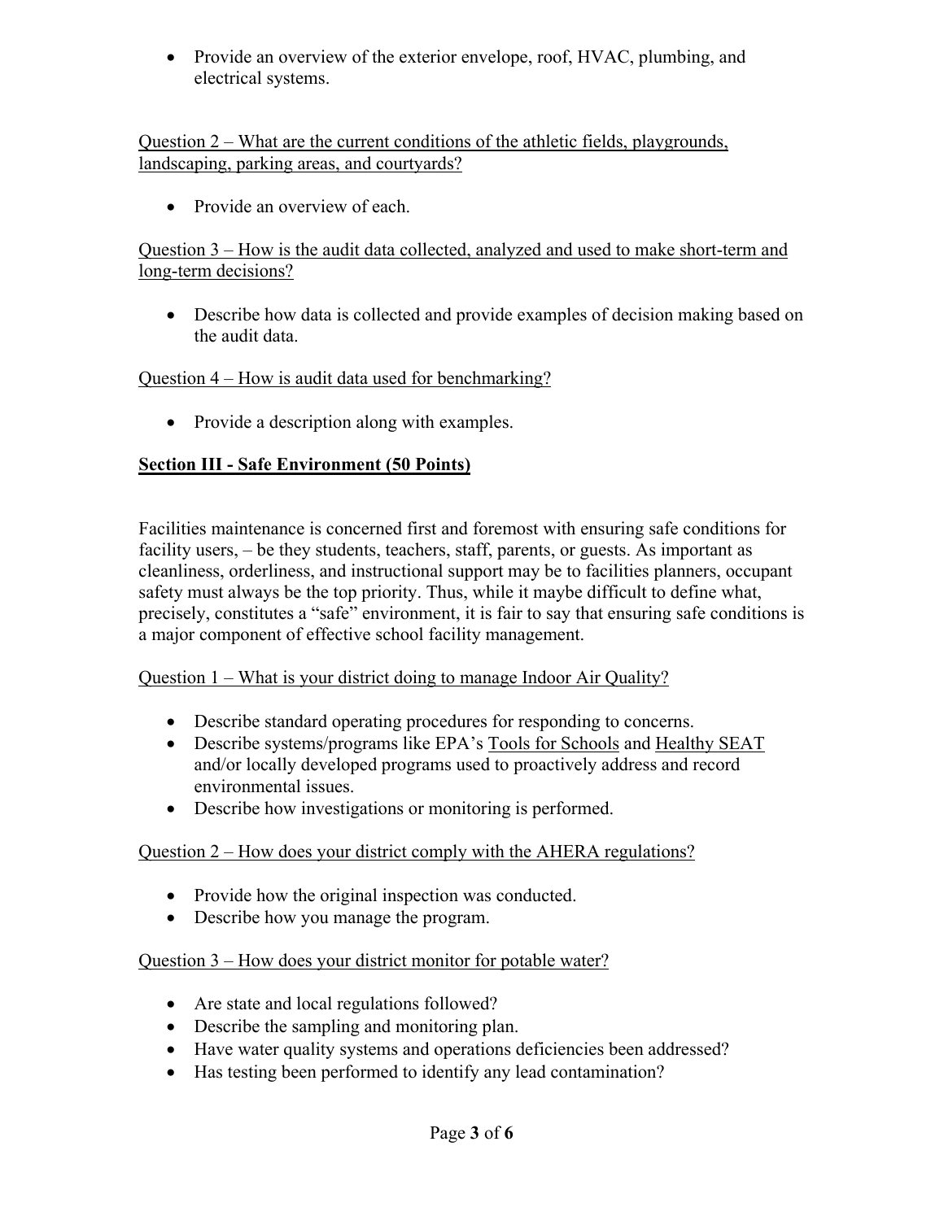- Provide an overview of the exterior envelope, roof, HVAC, plumbing, and electrical systems.

Question 2 – What are the current conditions of the athletic fields, playgrounds, landscaping, parking areas, and courtyards?

- Provide an overview of each.

Question 3 – How is the audit data collected, analyzed and used to make short-term and long-term decisions?

- Describe how data is collected and provide examples of decision making based on the audit data.

Question 4 – How is audit data used for benchmarking?

- Provide a description along with examples.

## Section III - Safe Environment (50 Points)

Facilities maintenance is concerned first and foremost with ensuring safe conditions for facility users, – be they students, teachers, staff, parents, or guests. As important as cleanliness, orderliness, and instructional support may be to facilities planners, occupant safety must always be the top priority. Thus, while it maybe difficult to define what, precisely, constitutes a "safe" environment, it is fair to say that ensuring safe conditions is a major component of effective school facility management.

Question 1 – What is your district doing to manage Indoor Air Quality?

- Describe standard operating procedures for responding to concerns.
- Describe systems/programs like EPA's Tools for Schools and Healthy SEAT and/or locally developed programs used to proactively address and record environmental issues.
- Describe how investigations or monitoring is performed.

Question 2 – How does your district comply with the AHERA regulations?

- Provide how the original inspection was conducted.
- Describe how you manage the program.

Question 3 – How does your district monitor for potable water?

- Are state and local regulations followed?
- Describe the sampling and monitoring plan.
- Have water quality systems and operations deficiencies been addressed?
- Has testing been performed to identify any lead contamination?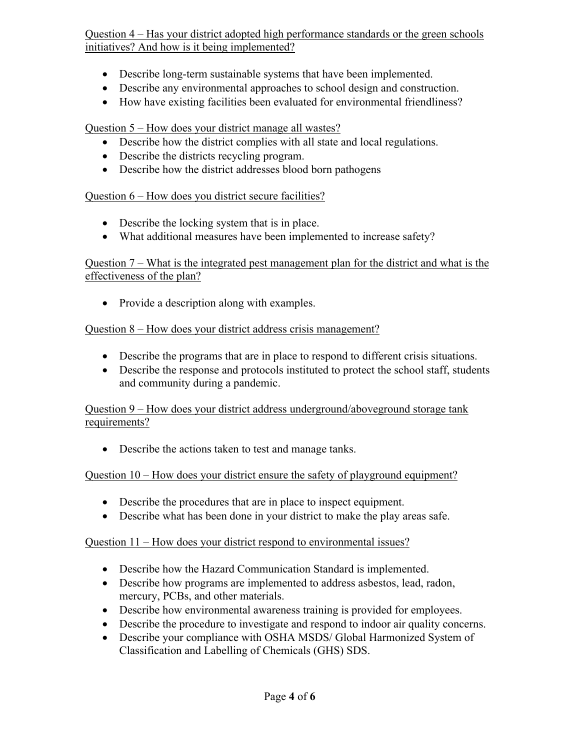Question 4 – Has your district adopted high performance standards or the green schools initiatives? And how is it being implemented?

- Describe long-term sustainable systems that have been implemented.
- Describe any environmental approaches to school design and construction.
- How have existing facilities been evaluated for environmental friendliness?

Question 5 – How does your district manage all wastes?

- Describe how the district complies with all state and local regulations.
- Describe the districts recycling program.
- Describe how the district addresses blood born pathogens

Question 6 – How does you district secure facilities?

- Describe the locking system that is in place.
- What additional measures have been implemented to increase safety?

Question 7 – What is the integrated pest management plan for the district and what is the effectiveness of the plan?

- Provide a description along with examples.

Question 8 – How does your district address crisis management?

- Describe the programs that are in place to respond to different crisis situations.
- Describe the response and protocols instituted to protect the school staff, students and community during a pandemic.

Question 9 – How does your district address underground/aboveground storage tank requirements?

- Describe the actions taken to test and manage tanks.

Question 10 – How does your district ensure the safety of playground equipment?

- Describe the procedures that are in place to inspect equipment.
- Describe what has been done in your district to make the play areas safe.

Question 11 – How does your district respond to environmental issues?

- Describe how the Hazard Communication Standard is implemented.
- Describe how programs are implemented to address asbestos, lead, radon, mercury, PCBs, and other materials.
- Describe how environmental awareness training is provided for employees.
- Describe the procedure to investigate and respond to indoor air quality concerns.
- Describe your compliance with OSHA MSDS/ Global Harmonized System of Classification and Labelling of Chemicals (GHS) SDS.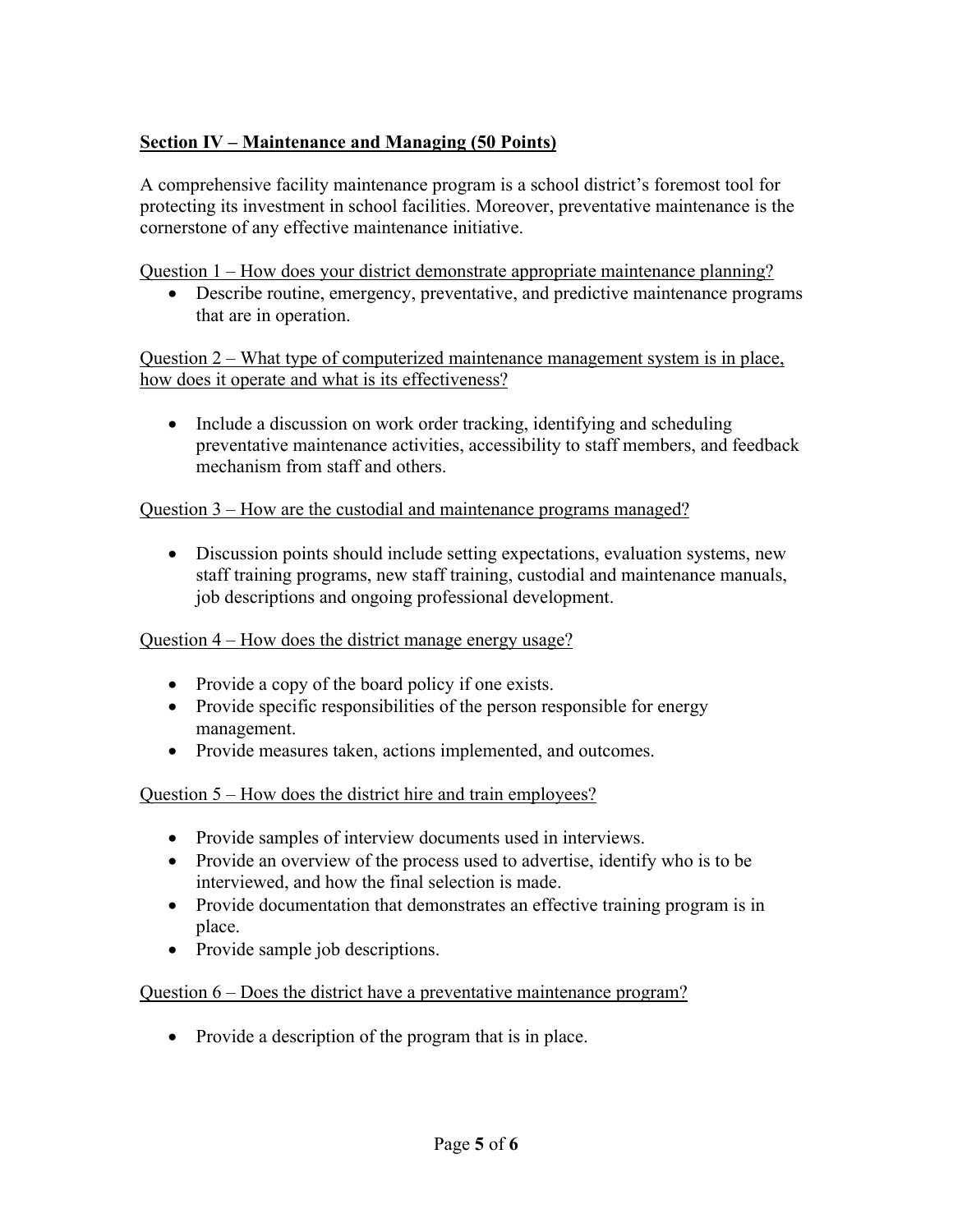## Section IV – Maintenance and Managing (50 Points)

A comprehensive facility maintenance program is a school district's foremost tool for protecting its investment in school facilities. Moreover, preventative maintenance is the cornerstone of any effective maintenance initiative.

Question 1 – How does your district demonstrate appropriate maintenance planning?

- Describe routine, emergency, preventative, and predictive maintenance programs that are in operation.

Question 2 – What type of computerized maintenance management system is in place, how does it operate and what is its effectiveness?

- Include a discussion on work order tracking, identifying and scheduling preventative maintenance activities, accessibility to staff members, and feedback mechanism from staff and others.

Question 3 – How are the custodial and maintenance programs managed?

- Discussion points should include setting expectations, evaluation systems, new staff training programs, new staff training, custodial and maintenance manuals, job descriptions and ongoing professional development.

Question 4 – How does the district manage energy usage?

- Provide a copy of the board policy if one exists.
- Provide specific responsibilities of the person responsible for energy management.
- Provide measures taken, actions implemented, and outcomes.

Question 5 – How does the district hire and train employees?

- Provide samples of interview documents used in interviews.
- Provide an overview of the process used to advertise, identify who is to be interviewed, and how the final selection is made.
- Provide documentation that demonstrates an effective training program is in place.
- Provide sample job descriptions.

Question 6 – Does the district have a preventative maintenance program?

- Provide a description of the program that is in place.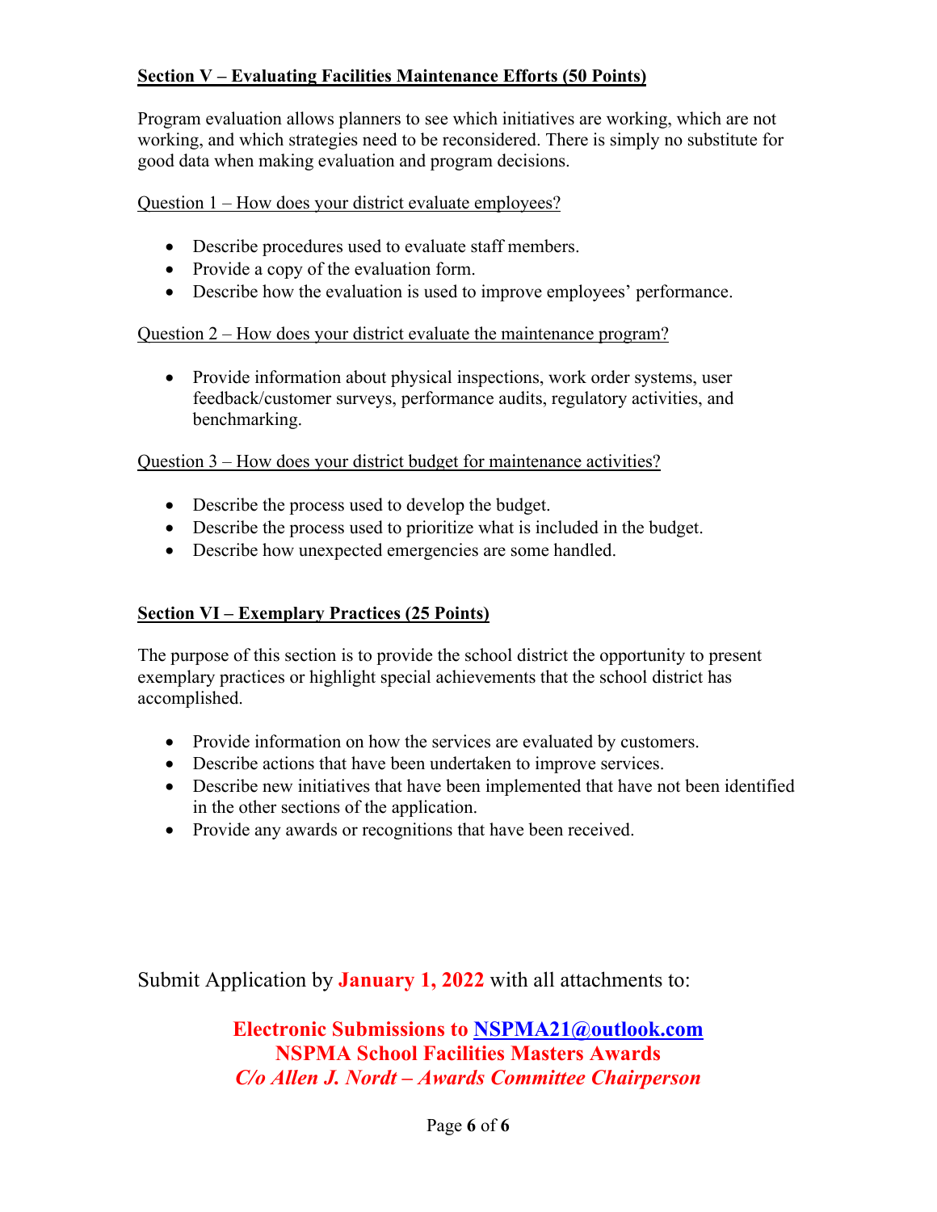## Section V – Evaluating Facilities Maintenance Efforts (50 Points)

Program evaluation allows planners to see which initiatives are working, which are not working, and which strategies need to be reconsidered. There is simply no substitute for good data when making evaluation and program decisions.

Question 1 – How does your district evaluate employees?

- Describe procedures used to evaluate staff members.
- Provide a copy of the evaluation form.
- Describe how the evaluation is used to improve employees' performance.

Question 2 – How does your district evaluate the maintenance program?

- Provide information about physical inspections, work order systems, user feedback/customer surveys, performance audits, regulatory activities, and benchmarking.

Question 3 – How does your district budget for maintenance activities?

- Describe the process used to develop the budget.
- Describe the process used to prioritize what is included in the budget.
- Describe how unexpected emergencies are some handled.

## Section VI – Exemplary Practices (25 Points)

The purpose of this section is to provide the school district the opportunity to present exemplary practices or highlight special achievements that the school district has accomplished.

- Provide information on how the services are evaluated by customers.
- Describe actions that have been undertaken to improve services.
- Describe new initiatives that have been implemented that have not been identified in the other sections of the application.
- Provide any awards or recognitions that have been received.

Submit Application by **January 1, 2022** with all attachments to:

**Electronic Submissions to NSPMA21@outlook.com**
**NSPMA School Facilities Masters Awards**
***C/o Allen J. Nordt – Awards Committee Chairperson***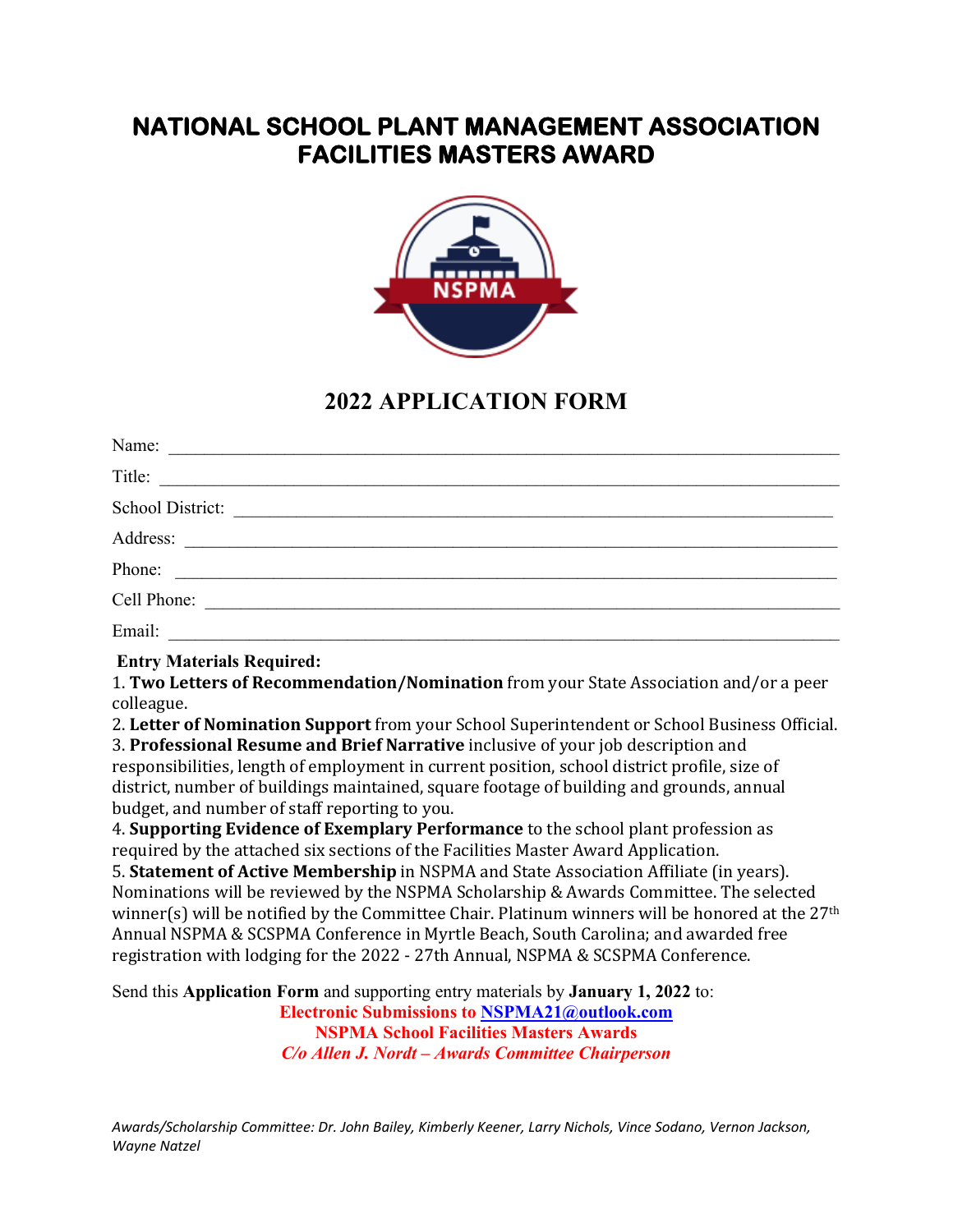# NATIONAL SCHOOL PLANT MANAGEMENT ASSOCIATION FACILITIES MASTERS AWARD

## 2022 APPLICATION FORM

Name: ____________________________________________

Title: ____________________________________________

School District: ____________________________________________

Address: ____________________________________________

Phone: ____________________________________________

Cell Phone: ____________________________________________

Email: ____________________________________________

**Entry Materials Required:**

1. **Two Letters of Recommendation/Nomination** from your State Association and/or a peer colleague.
2. **Letter of Nomination Support** from your School Superintendent or School Business Official.
3. **Professional Resume and Brief Narrative** inclusive of your job description and responsibilities, length of employment in current position, school district profile, size of district, number of buildings maintained, square footage of building and grounds, annual budget, and number of staff reporting to you.
4. **Supporting Evidence of Exemplary Performance** to the school plant profession as required by the attached six sections of the Facilities Master Award Application.
5. **Statement of Active Membership** in NSPMA and State Association Affiliate (in years).

Nominations will be reviewed by the NSPMA Scholarship & Awards Committee. The selected winner(s) will be notified by the Committee Chair. Platinum winners will be honored at the 27th Annual NSPMA & SCSPMA Conference in Myrtle Beach, South Carolina; and awarded free registration with lodging for the 2022 - 27th Annual, NSPMA & SCSPMA Conference.

Send this **Application Form** and supporting entry materials by **January 1, 2022** to:

**Electronic Submissions to NSPMA21@outlook.com**
**NSPMA School Facilities Masters Awards**
***C/o Allen J. Nordt – Awards Committee Chairperson***

*Awards/Scholarship Committee: Dr. John Bailey, Kimberly Keener, Larry Nichols, Vince Sodano, Vernon Jackson, Wayne Natzel*